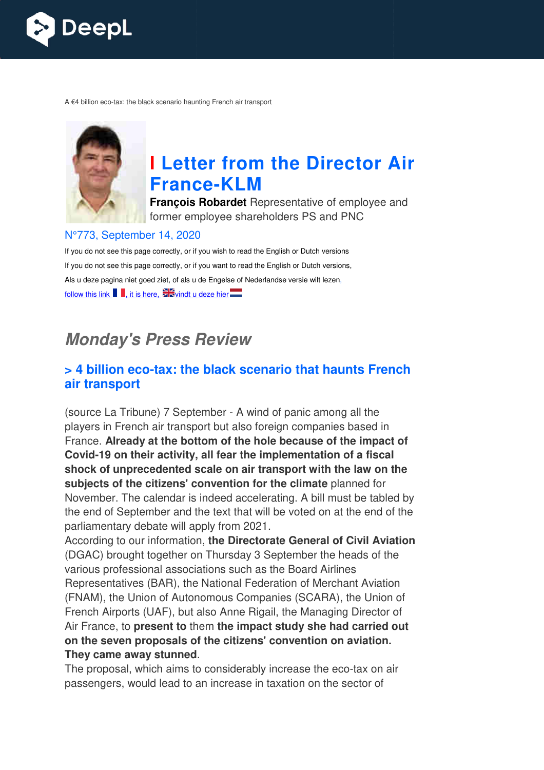A €4 billion eco-tax: the black scenario haunting French air transport

# I Letter from the Director Air France-KLM

**François Robardet** Representative of employee and former employee shareholders PS and PNC

N°773, September 14, 2020

If you do not see this page correctly, or if you wish to read the English or Dutch versions

If you do not see this page correctly, or if you want to read the English or Dutch versions,

Als u deze pagina niet goed ziet, of als u de Engelse of Nederlandse versie wilt lezen,

follow this link , it is here, vindt u deze hier

## *Monday's Press Review*

### > 4 billion eco-tax: the black scenario that haunts French air transport

(source La Tribune) 7 September - A wind of panic among all the players in French air transport but also foreign companies based in France. **Already at the bottom of the hole because of the impact of Covid-19 on their activity, all fear the implementation of a fiscal shock of unprecedented scale on air transport with the law on the subjects of the citizens' convention for the climate** planned for November. The calendar is indeed accelerating. A bill must be tabled by the end of September and the text that will be voted on at the end of the parliamentary debate will apply from 2021.

According to our information, **the Directorate General of Civil Aviation** (DGAC) brought together on Thursday 3 September the heads of the various professional associations such as the Board Airlines Representatives (BAR), the National Federation of Merchant Aviation (FNAM), the Union of Autonomous Companies (SCARA), the Union of French Airports (UAF), but also Anne Rigail, the Managing Director of Air France, to **present to** them **the impact study she had carried out on the seven proposals of the citizens' convention on aviation. They came away stunned**.

The proposal, which aims to considerably increase the eco-tax on air passengers, would lead to an increase in taxation on the sector of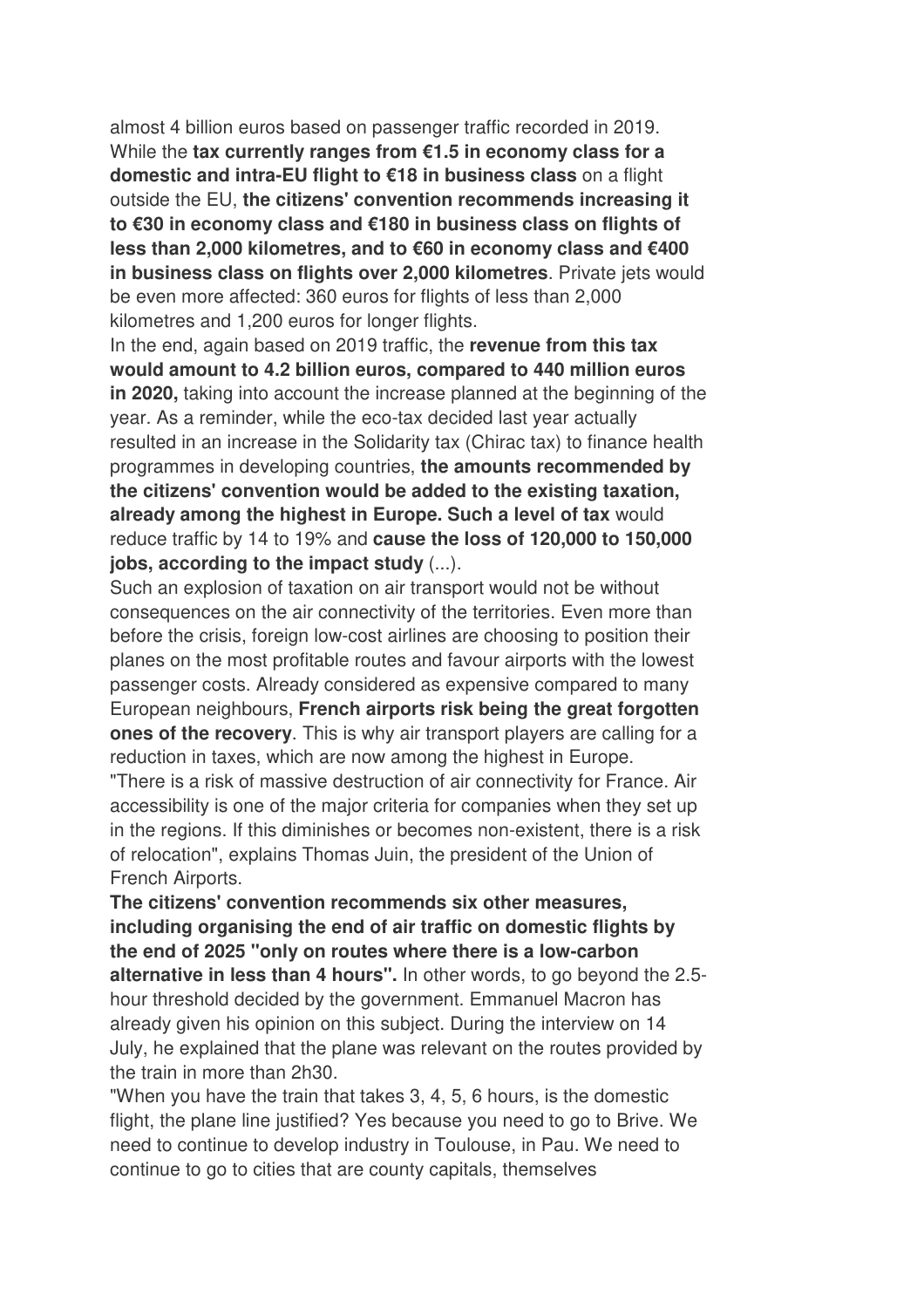almost 4 billion euros based on passenger traffic recorded in 2019. While the **tax currently ranges from €1.5 in economy class for a domestic and intra-EU flight to €18 in business class** on a flight outside the EU, **the citizens' convention recommends increasing it to €30 in economy class and €180 in business class on flights of less than 2,000 kilometres, and to €60 in economy class and €400 in business class on flights over 2,000 kilometres**. Private jets would be even more affected: 360 euros for flights of less than 2,000 kilometres and 1,200 euros for longer flights.

In the end, again based on 2019 traffic, the **revenue from this tax would amount to 4.2 billion euros, compared to 440 million euros in 2020,** taking into account the increase planned at the beginning of the year. As a reminder, while the eco-tax decided last year actually resulted in an increase in the Solidarity tax (Chirac tax) to finance health programmes in developing countries, **the amounts recommended by the citizens' convention would be added to the existing taxation, already among the highest in Europe. Such a level of tax** would reduce traffic by 14 to 19% and **cause the loss of 120,000 to 150,000 jobs, according to the impact study** (...).

Such an explosion of taxation on air transport would not be without consequences on the air connectivity of the territories. Even more than before the crisis, foreign low-cost airlines are choosing to position their planes on the most profitable routes and favour airports with the lowest passenger costs. Already considered as expensive compared to many European neighbours, **French airports risk being the great forgotten ones of the recovery**. This is why air transport players are calling for a reduction in taxes, which are now among the highest in Europe.

"There is a risk of massive destruction of air connectivity for France. Air accessibility is one of the major criteria for companies when they set up in the regions. If this diminishes or becomes non-existent, there is a risk of relocation", explains Thomas Juin, the president of the Union of French Airports.

**The citizens' convention recommends six other measures, including organising the end of air traffic on domestic flights by the end of 2025 "only on routes where there is a low-carbon alternative in less than 4 hours".** In other words, to go beyond the 2.5-hour threshold decided by the government. Emmanuel Macron has already given his opinion on this subject. During the interview on 14 July, he explained that the plane was relevant on the routes provided by the train in more than 2h30.

"When you have the train that takes 3, 4, 5, 6 hours, is the domestic flight, the plane line justified? Yes because you need to go to Brive. We need to continue to develop industry in Toulouse, in Pau. We need to continue to go to cities that are county capitals, themselves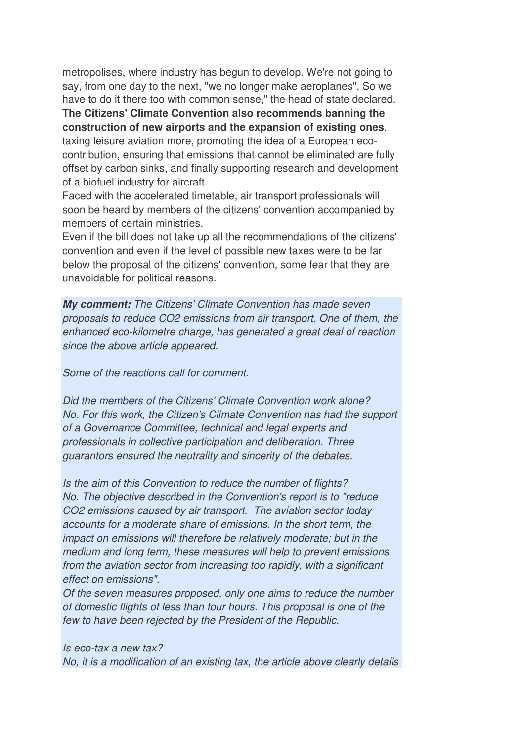metropolises, where industry has begun to develop. We're not going to say, from one day to the next, "we no longer make aeroplanes". So we have to do it there too with common sense," the head of state declared.
**The Citizens' Climate Convention also recommends banning the construction of new airports and the expansion of existing ones**, taxing leisure aviation more, promoting the idea of a European eco-contribution, ensuring that emissions that cannot be eliminated are fully offset by carbon sinks, and finally supporting research and development of a biofuel industry for aircraft.
Faced with the accelerated timetable, air transport professionals will soon be heard by members of the citizens' convention accompanied by members of certain ministries.
Even if the bill does not take up all the recommendations of the citizens' convention and even if the level of possible new taxes were to be far below the proposal of the citizens' convention, some fear that they are unavoidable for political reasons.

***My comment:*** *The Citizens' Climate Convention has made seven proposals to reduce $CO_2$ emissions from air transport. One of them, the enhanced eco-kilometre charge, has generated a great deal of reaction since the above article appeared.*

*Some of the reactions call for comment.*

*Did the members of the Citizens' Climate Convention work alone?*
*No. For this work, the Citizen's Climate Convention has had the support of a Governance Committee, technical and legal experts and professionals in collective participation and deliberation. Three guarantors ensured the neutrality and sincerity of the debates.*

*Is the aim of this Convention to reduce the number of flights?*
*No. The objective described in the Convention's report is to "reduce $CO_2$ emissions caused by air transport. The aviation sector today accounts for a moderate share of emissions. In the short term, the impact on emissions will therefore be relatively moderate; but in the medium and long term, these measures will help to prevent emissions from the aviation sector from increasing too rapidly, with a significant effect on emissions".*
*Of the seven measures proposed, only one aims to reduce the number of domestic flights of less than four hours. This proposal is one of the few to have been rejected by the President of the Republic.*

*Is eco-tax a new tax?*
*No, it is a modification of an existing tax, the article above clearly details*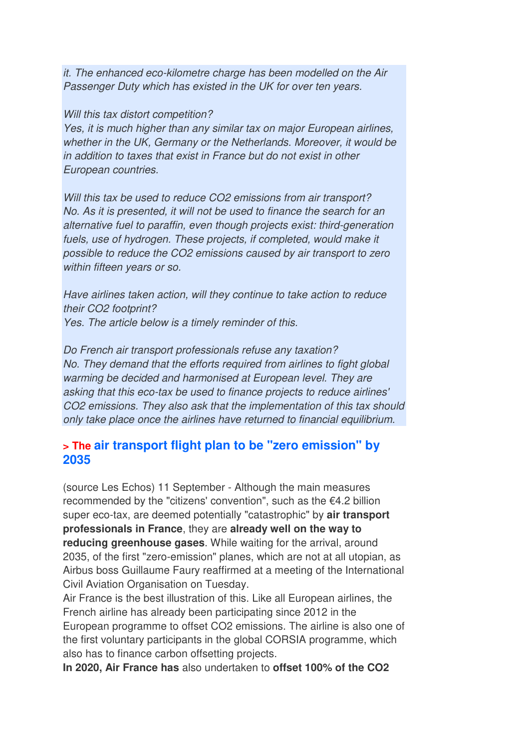*it. The enhanced eco-kilometre charge has been modelled on the Air Passenger Duty which has existed in the UK for over ten years.*

*Will this tax distort competition?*
*Yes, it is much higher than any similar tax on major European airlines, whether in the UK, Germany or the Netherlands. Moreover, it would be in addition to taxes that exist in France but do not exist in other European countries.*

*Will this tax be used to reduce CO2 emissions from air transport?*
*No. As it is presented, it will not be used to finance the search for an alternative fuel to paraffin, even though projects exist: third-generation fuels, use of hydrogen. These projects, if completed, would make it possible to reduce the CO2 emissions caused by air transport to zero within fifteen years or so.*

*Have airlines taken action, will they continue to take action to reduce their CO2 footprint?*
*Yes. The article below is a timely reminder of this.*

*Do French air transport professionals refuse any taxation?*
*No. They demand that the efforts required from airlines to fight global warming be decided and harmonised at European level. They are asking that this eco-tax be used to finance projects to reduce airlines' CO2 emissions. They also ask that the implementation of this tax should only take place once the airlines have returned to financial equilibrium.*

## > The air transport flight plan to be "zero emission" by 2035

(source Les Echos) 11 September - Although the main measures recommended by the "citizens' convention", such as the €4.2 billion super eco-tax, are deemed potentially "catastrophic" by **air transport professionals in France**, they are **already well on the way to reducing greenhouse gases**. While waiting for the arrival, around 2035, of the first "zero-emission" planes, which are not at all utopian, as Airbus boss Guillaume Faury reaffirmed at a meeting of the International Civil Aviation Organisation on Tuesday.
Air France is the best illustration of this. Like all European airlines, the French airline has already been participating since 2012 in the European programme to offset CO2 emissions. The airline is also one of the first voluntary participants in the global CORSIA programme, which also has to finance carbon offsetting projects.
**In 2020, Air France has** also undertaken to **offset 100% of the CO2**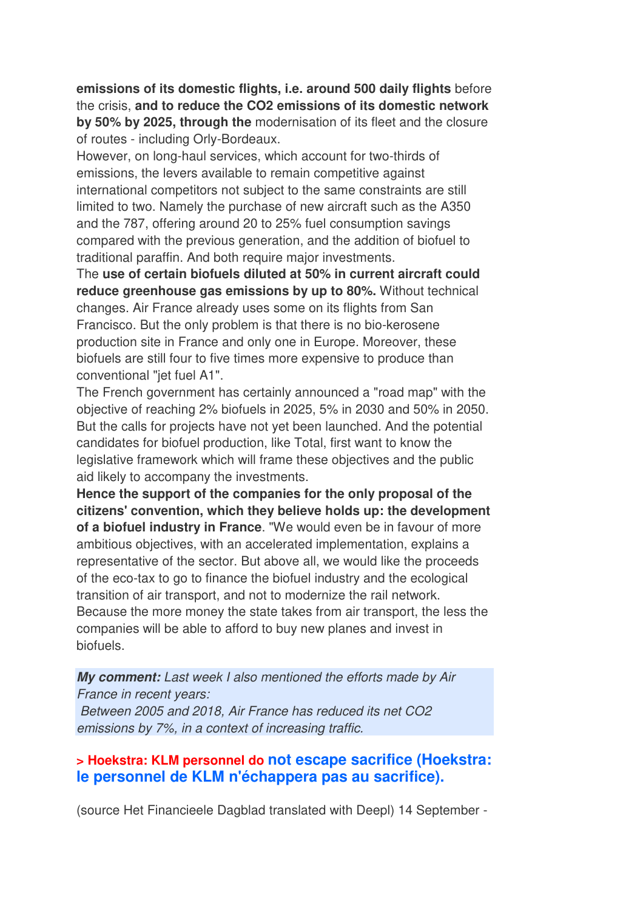**emissions of its domestic flights, i.e. around 500 daily flights** before the crisis, **and to reduce the CO2 emissions of its domestic network by 50% by 2025, through the** modernisation of its fleet and the closure of routes - including Orly-Bordeaux.

However, on long-haul services, which account for two-thirds of emissions, the levers available to remain competitive against international competitors not subject to the same constraints are still limited to two. Namely the purchase of new aircraft such as the A350 and the 787, offering around 20 to 25% fuel consumption savings compared with the previous generation, and the addition of biofuel to traditional paraffin. And both require major investments.

The **use of certain biofuels diluted at 50% in current aircraft could reduce greenhouse gas emissions by up to 80%.** Without technical changes. Air France already uses some on its flights from San Francisco. But the only problem is that there is no bio-kerosene production site in France and only one in Europe. Moreover, these biofuels are still four to five times more expensive to produce than conventional "jet fuel A1".

The French government has certainly announced a "road map" with the objective of reaching 2% biofuels in 2025, 5% in 2030 and 50% in 2050. But the calls for projects have not yet been launched. And the potential candidates for biofuel production, like Total, first want to know the legislative framework which will frame these objectives and the public aid likely to accompany the investments.

**Hence the support of the companies for the only proposal of the citizens' convention, which they believe holds up: the development of a biofuel industry in France**. "We would even be in favour of more ambitious objectives, with an accelerated implementation, explains a representative of the sector. But above all, we would like the proceeds of the eco-tax to go to finance the biofuel industry and the ecological transition of air transport, and not to modernize the rail network. Because the more money the state takes from air transport, the less the companies will be able to afford to buy new planes and invest in biofuels.

***My comment:*** *Last week I also mentioned the efforts made by Air France in recent years:*
*Between 2005 and 2018, Air France has reduced its net CO2 emissions by 7%, in a context of increasing traffic.*

### > Hoekstra: KLM personnel do not escape sacrifice (Hoekstra: le personnel de KLM n'échappera pas au sacrifice).

(source Het Financieele Dagblad translated with Deepl) 14 September -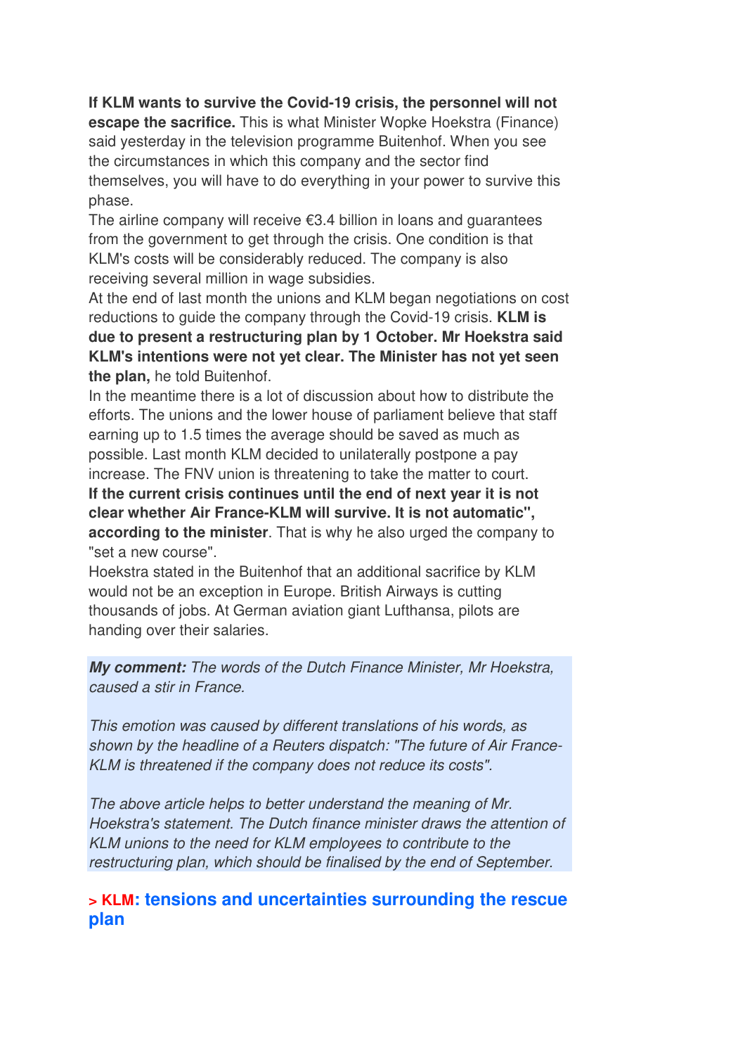**If KLM wants to survive the Covid-19 crisis, the personnel will not escape the sacrifice.** This is what Minister Wopke Hoekstra (Finance) said yesterday in the television programme Buitenhof. When you see the circumstances in which this company and the sector find themselves, you will have to do everything in your power to survive this phase.

The airline company will receive €3.4 billion in loans and guarantees from the government to get through the crisis. One condition is that KLM's costs will be considerably reduced. The company is also receiving several million in wage subsidies.

At the end of last month the unions and KLM began negotiations on cost reductions to guide the company through the Covid-19 crisis. **KLM is due to present a restructuring plan by 1 October. Mr Hoekstra said KLM's intentions were not yet clear. The Minister has not yet seen the plan,** he told Buitenhof.

In the meantime there is a lot of discussion about how to distribute the efforts. The unions and the lower house of parliament believe that staff earning up to 1.5 times the average should be saved as much as possible. Last month KLM decided to unilaterally postpone a pay increase. The FNV union is threatening to take the matter to court.

**If the current crisis continues until the end of next year it is not clear whether Air France-KLM will survive. It is not automatic", according to the minister**. That is why he also urged the company to "set a new course".

Hoekstra stated in the Buitenhof that an additional sacrifice by KLM would not be an exception in Europe. British Airways is cutting thousands of jobs. At German aviation giant Lufthansa, pilots are handing over their salaries.

***My comment:*** *The words of the Dutch Finance Minister, Mr Hoekstra, caused a stir in France.*

*This emotion was caused by different translations of his words, as shown by the headline of a Reuters dispatch: "The future of Air France-KLM is threatened if the company does not reduce its costs".*

*The above article helps to better understand the meaning of Mr. Hoekstra's statement. The Dutch finance minister draws the attention of KLM unions to the need for KLM employees to contribute to the restructuring plan, which should be finalised by the end of September.*

## > KLM: tensions and uncertainties surrounding the rescue plan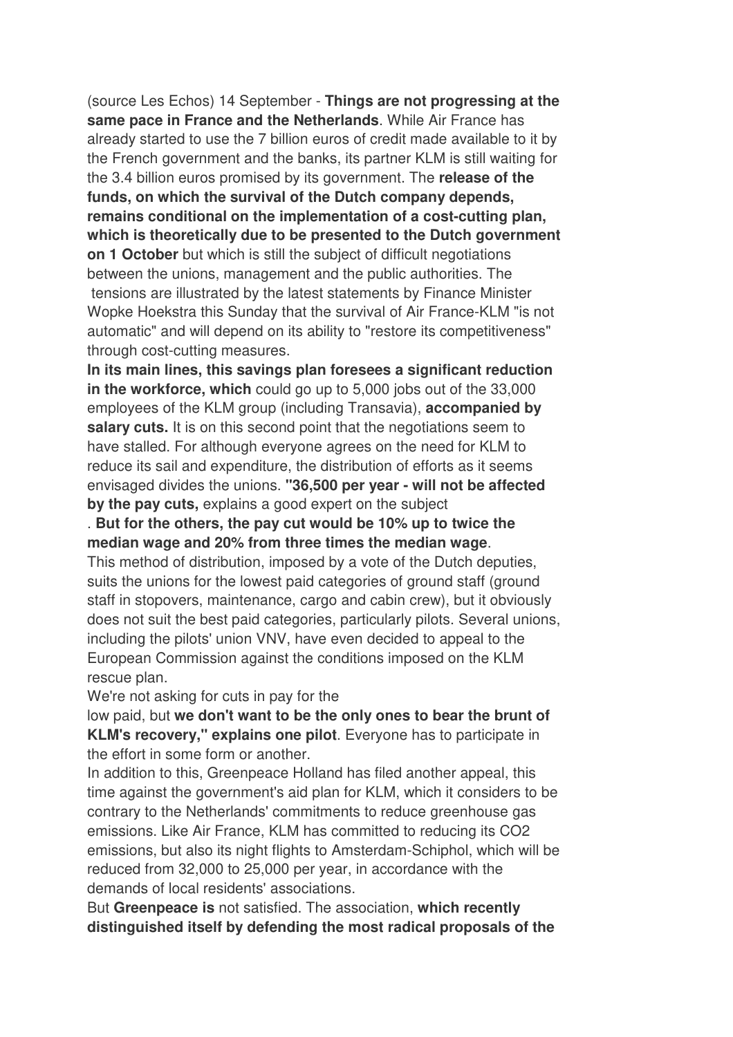(source Les Echos) 14 September - **Things are not progressing at the same pace in France and the Netherlands**. While Air France has already started to use the 7 billion euros of credit made available to it by the French government and the banks, its partner KLM is still waiting for the 3.4 billion euros promised by its government. The **release of the funds, on which the survival of the Dutch company depends, remains conditional on the implementation of a cost-cutting plan, which is theoretically due to be presented to the Dutch government on 1 October** but which is still the subject of difficult negotiations between the unions, management and the public authorities. The tensions are illustrated by the latest statements by Finance Minister Wopke Hoekstra this Sunday that the survival of Air France-KLM "is not automatic" and will depend on its ability to "restore its competitiveness" through cost-cutting measures.

**In its main lines, this savings plan foresees a significant reduction in the workforce, which** could go up to 5,000 jobs out of the 33,000 employees of the KLM group (including Transavia), **accompanied by salary cuts.** It is on this second point that the negotiations seem to have stalled. For although everyone agrees on the need for KLM to reduce its sail and expenditure, the distribution of efforts as it seems envisaged divides the unions. **"36,500 per year - will not be affected by the pay cuts,** explains a good expert on the subject

. **But for the others, the pay cut would be 10% up to twice the median wage and 20% from three times the median wage**.

This method of distribution, imposed by a vote of the Dutch deputies, suits the unions for the lowest paid categories of ground staff (ground staff in stopovers, maintenance, cargo and cabin crew), but it obviously does not suit the best paid categories, particularly pilots. Several unions, including the pilots' union VNV, have even decided to appeal to the European Commission against the conditions imposed on the KLM rescue plan.

We're not asking for cuts in pay for the

low paid, but **we don't want to be the only ones to bear the brunt of KLM's recovery," explains one pilot**. Everyone has to participate in the effort in some form or another.

In addition to this, Greenpeace Holland has filed another appeal, this time against the government's aid plan for KLM, which it considers to be contrary to the Netherlands' commitments to reduce greenhouse gas emissions. Like Air France, KLM has committed to reducing its CO2 emissions, but also its night flights to Amsterdam-Schiphol, which will be reduced from 32,000 to 25,000 per year, in accordance with the demands of local residents' associations.

But **Greenpeace is** not satisfied. The association, **which recently distinguished itself by defending the most radical proposals of the**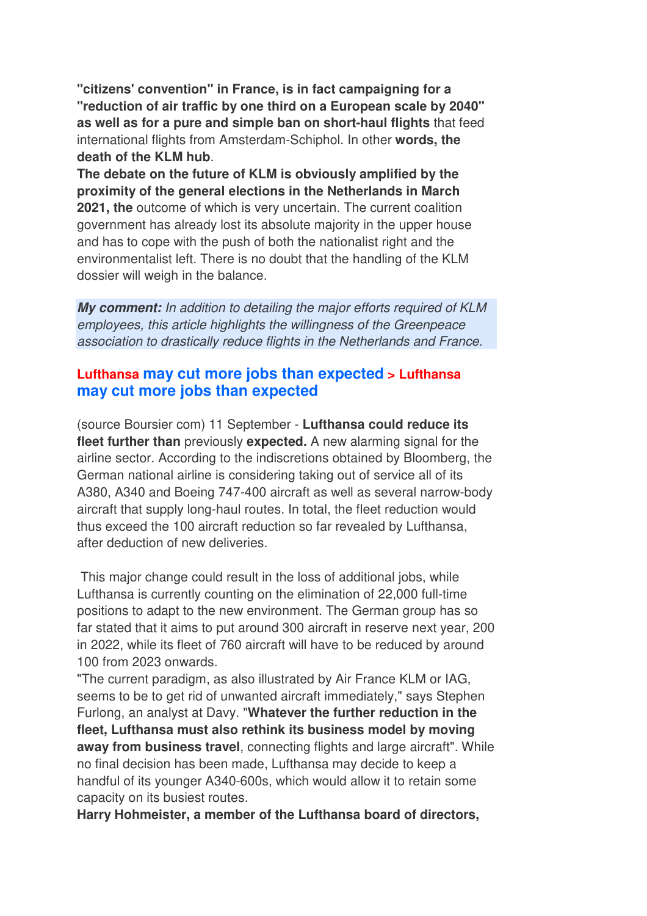**"citizens' convention" in France, is in fact campaigning for a "reduction of air traffic by one third on a European scale by 2040" as well as for a pure and simple ban on short-haul flights** that feed international flights from Amsterdam-Schiphol. In other **words, the death of the KLM hub**.

**The debate on the future of KLM is obviously amplified by the proximity of the general elections in the Netherlands in March 2021, the** outcome of which is very uncertain. The current coalition government has already lost its absolute majority in the upper house and has to cope with the push of both the nationalist right and the environmentalist left. There is no doubt that the handling of the KLM dossier will weigh in the balance.

***My comment:*** *In addition to detailing the major efforts required of KLM employees, this article highlights the willingness of the Greenpeace association to drastically reduce flights in the Netherlands and France.*

## Lufthansa may cut more jobs than expected > Lufthansa may cut more jobs than expected

(source Boursier com) 11 September - **Lufthansa could reduce its fleet further than** previously **expected.** A new alarming signal for the airline sector. According to the indiscretions obtained by Bloomberg, the German national airline is considering taking out of service all of its A380, A340 and Boeing 747-400 aircraft as well as several narrow-body aircraft that supply long-haul routes. In total, the fleet reduction would thus exceed the 100 aircraft reduction so far revealed by Lufthansa, after deduction of new deliveries.

This major change could result in the loss of additional jobs, while Lufthansa is currently counting on the elimination of 22,000 full-time positions to adapt to the new environment. The German group has so far stated that it aims to put around 300 aircraft in reserve next year, 200 in 2022, while its fleet of 760 aircraft will have to be reduced by around 100 from 2023 onwards.

"The current paradigm, as also illustrated by Air France KLM or IAG, seems to be to get rid of unwanted aircraft immediately," says Stephen Furlong, an analyst at Davy. "**Whatever the further reduction in the fleet, Lufthansa must also rethink its business model by moving away from business travel**, connecting flights and large aircraft". While no final decision has been made, Lufthansa may decide to keep a handful of its younger A340-600s, which would allow it to retain some capacity on its busiest routes.

**Harry Hohmeister, a member of the Lufthansa board of directors,**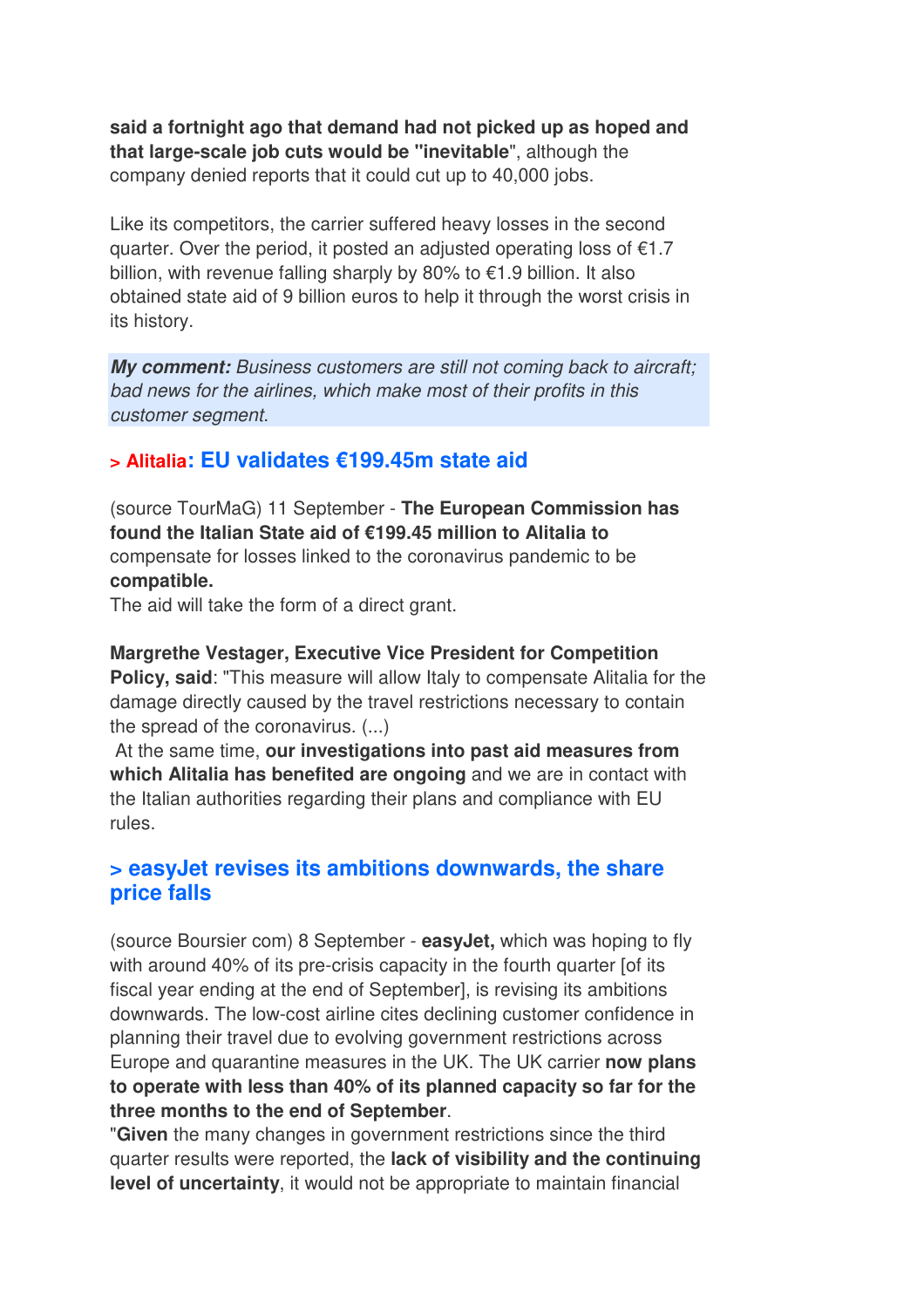**said a fortnight ago that demand had not picked up as hoped and that large-scale job cuts would be "inevitable**", although the company denied reports that it could cut up to 40,000 jobs.

Like its competitors, the carrier suffered heavy losses in the second quarter. Over the period, it posted an adjusted operating loss of €1.7 billion, with revenue falling sharply by 80% to €1.9 billion. It also obtained state aid of 9 billion euros to help it through the worst crisis in its history.

***My comment:*** *Business customers are still not coming back to aircraft; bad news for the airlines, which make most of their profits in this customer segment.*

### > Alitalia: EU validates €199.45m state aid

(source TourMaG) 11 September - **The European Commission has found the Italian State aid of €199.45 million to Alitalia to** compensate for losses linked to the coronavirus pandemic to be **compatible.**
The aid will take the form of a direct grant.

**Margrethe Vestager, Executive Vice President for Competition Policy, said**: "This measure will allow Italy to compensate Alitalia for the damage directly caused by the travel restrictions necessary to contain the spread of the coronavirus. (...)
At the same time, **our investigations into past aid measures from which Alitalia has benefited are ongoing** and we are in contact with the Italian authorities regarding their plans and compliance with EU rules.

### > easyJet revises its ambitions downwards, the share price falls

(source Boursier com) 8 September - **easyJet,** which was hoping to fly with around 40% of its pre-crisis capacity in the fourth quarter [of its fiscal year ending at the end of September], is revising its ambitions downwards. The low-cost airline cites declining customer confidence in planning their travel due to evolving government restrictions across Europe and quarantine measures in the UK. The UK carrier **now plans to operate with less than 40% of its planned capacity so far for the three months to the end of September**.
"**Given** the many changes in government restrictions since the third quarter results were reported, the **lack of visibility and the continuing level of uncertainty**, it would not be appropriate to maintain financial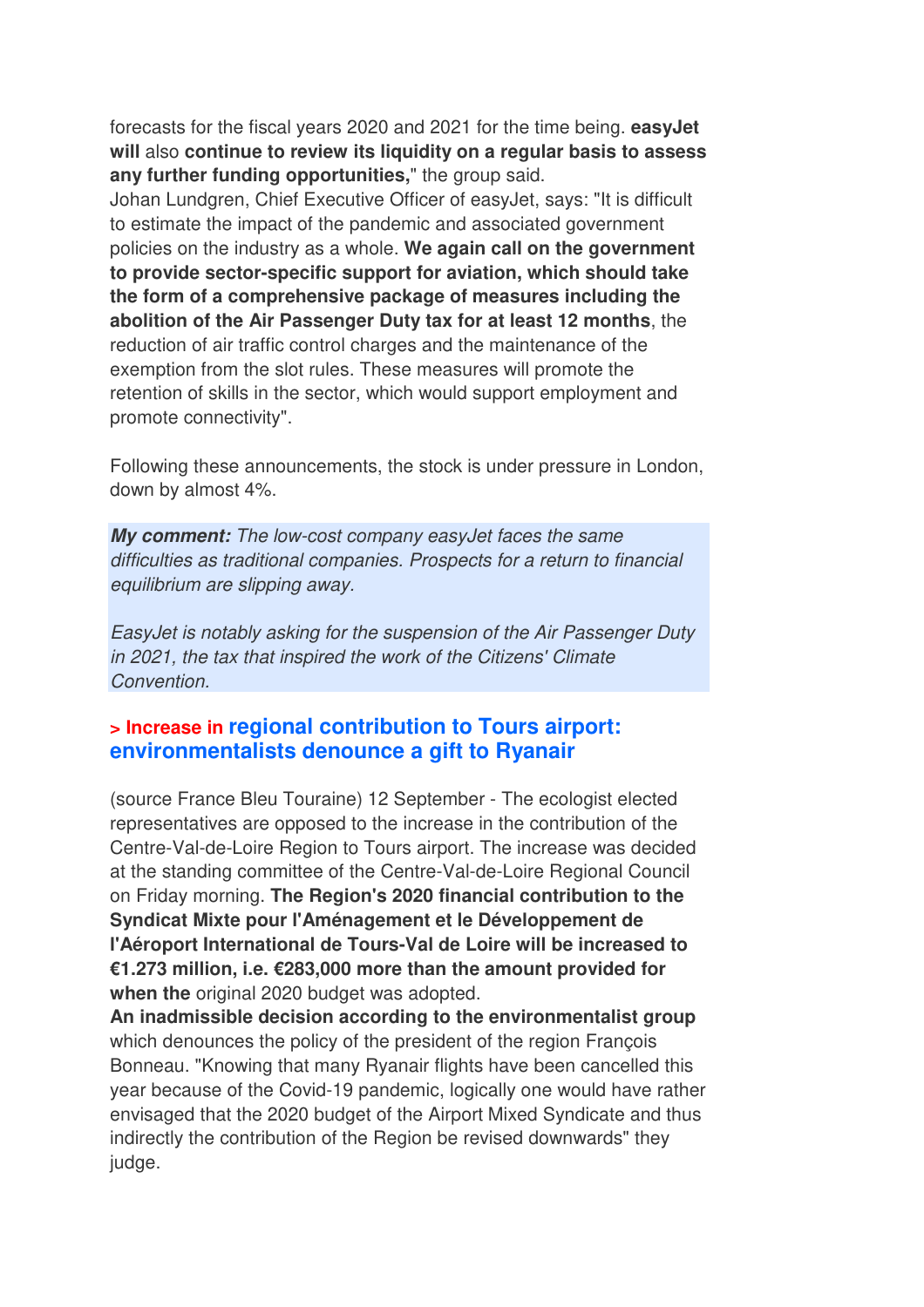forecasts for the fiscal years 2020 and 2021 for the time being. **easyJet will** also **continue to review its liquidity on a regular basis to assess any further funding opportunities,**" the group said.
Johan Lundgren, Chief Executive Officer of easyJet, says: "It is difficult to estimate the impact of the pandemic and associated government policies on the industry as a whole. **We again call on the government to provide sector-specific support for aviation, which should take the form of a comprehensive package of measures including the abolition of the Air Passenger Duty tax for at least 12 months**, the reduction of air traffic control charges and the maintenance of the exemption from the slot rules. These measures will promote the retention of skills in the sector, which would support employment and promote connectivity".

Following these announcements, the stock is under pressure in London, down by almost 4%.

***My comment:*** *The low-cost company easyJet faces the same difficulties as traditional companies. Prospects for a return to financial equilibrium are slipping away.*

*EasyJet is notably asking for the suspension of the Air Passenger Duty in 2021, the tax that inspired the work of the Citizens' Climate Convention.*

### > Increase in regional contribution to Tours airport: environmentalists denounce a gift to Ryanair

(source France Bleu Touraine) 12 September - The ecologist elected representatives are opposed to the increase in the contribution of the Centre-Val-de-Loire Region to Tours airport. The increase was decided at the standing committee of the Centre-Val-de-Loire Regional Council on Friday morning. **The Region's 2020 financial contribution to the Syndicat Mixte pour l'Aménagement et le Développement de l'Aéroport International de Tours-Val de Loire will be increased to €1.273 million, i.e. €283,000 more than the amount provided for when the** original 2020 budget was adopted.
**An inadmissible decision according to the environmentalist group** which denounces the policy of the president of the region François Bonneau. "Knowing that many Ryanair flights have been cancelled this year because of the Covid-19 pandemic, logically one would have rather envisaged that the 2020 budget of the Airport Mixed Syndicate and thus indirectly the contribution of the Region be revised downwards" they judge.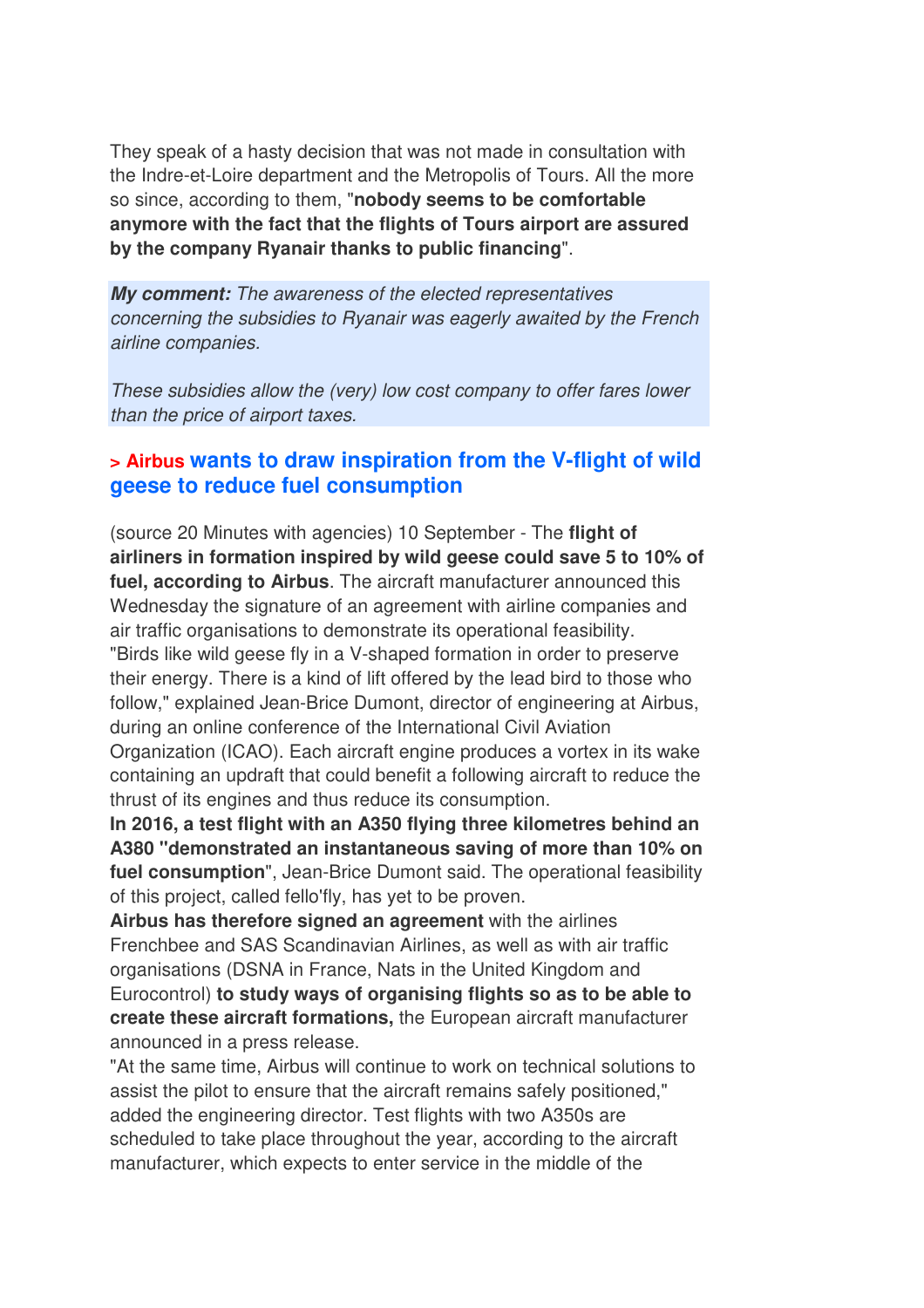They speak of a hasty decision that was not made in consultation with the Indre-et-Loire department and the Metropolis of Tours. All the more so since, according to them, "**nobody seems to be comfortable anymore with the fact that the flights of Tours airport are assured by the company Ryanair thanks to public financing**".

***My comment:*** *The awareness of the elected representatives concerning the subsidies to Ryanair was eagerly awaited by the French airline companies.*

*These subsidies allow the (very) low cost company to offer fares lower than the price of airport taxes.*

### > Airbus wants to draw inspiration from the V-flight of wild geese to reduce fuel consumption

(source 20 Minutes with agencies) 10 September - The **flight of airliners in formation inspired by wild geese could save 5 to 10% of fuel, according to Airbus**. The aircraft manufacturer announced this Wednesday the signature of an agreement with airline companies and air traffic organisations to demonstrate its operational feasibility. "Birds like wild geese fly in a V-shaped formation in order to preserve their energy. There is a kind of lift offered by the lead bird to those who follow," explained Jean-Brice Dumont, director of engineering at Airbus, during an online conference of the International Civil Aviation Organization (ICAO). Each aircraft engine produces a vortex in its wake containing an updraft that could benefit a following aircraft to reduce the thrust of its engines and thus reduce its consumption.

**In 2016, a test flight with an A350 flying three kilometres behind an A380 "demonstrated an instantaneous saving of more than 10% on fuel consumption**", Jean-Brice Dumont said. The operational feasibility of this project, called fello'fly, has yet to be proven.

**Airbus has therefore signed an agreement** with the airlines Frenchbee and SAS Scandinavian Airlines, as well as with air traffic organisations (DSNA in France, Nats in the United Kingdom and Eurocontrol) **to study ways of organising flights so as to be able to create these aircraft formations,** the European aircraft manufacturer announced in a press release.

"At the same time, Airbus will continue to work on technical solutions to assist the pilot to ensure that the aircraft remains safely positioned," added the engineering director. Test flights with two A350s are scheduled to take place throughout the year, according to the aircraft manufacturer, which expects to enter service in the middle of the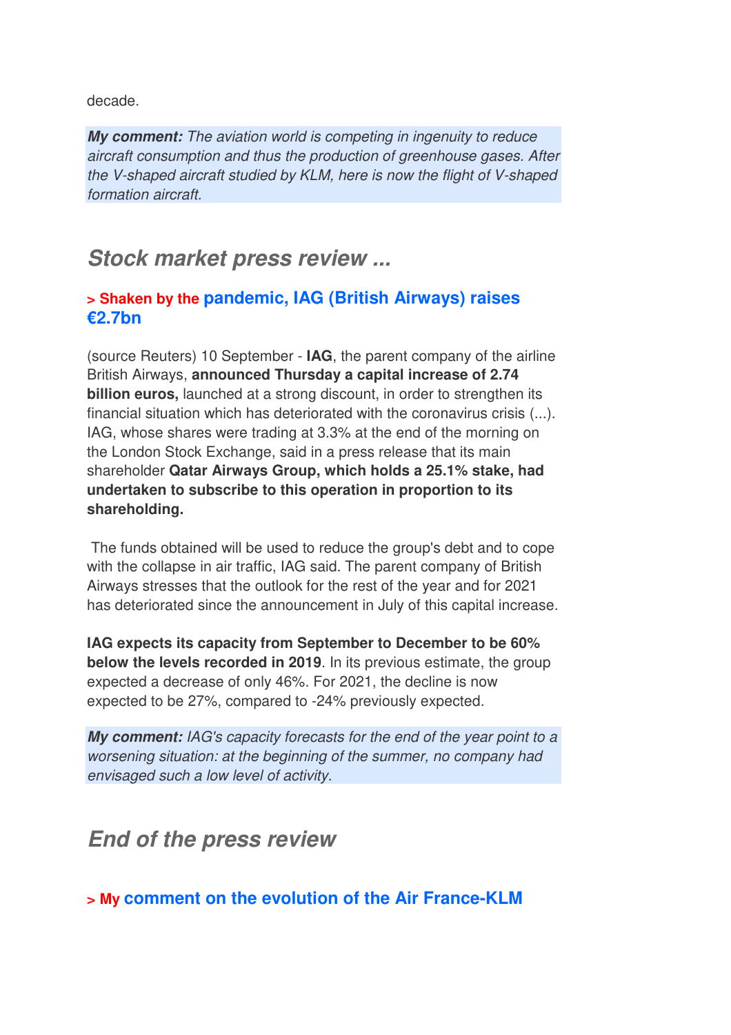decade.

***My comment:*** *The aviation world is competing in ingenuity to reduce aircraft consumption and thus the production of greenhouse gases. After the V-shaped aircraft studied by KLM, here is now the flight of V-shaped formation aircraft.*

## *Stock market press review ...*

### > Shaken by the pandemic, IAG (British Airways) raises €2.7bn

(source Reuters) 10 September - **IAG**, the parent company of the airline British Airways, **announced Thursday a capital increase of 2.74 billion euros,** launched at a strong discount, in order to strengthen its financial situation which has deteriorated with the coronavirus crisis (...). IAG, whose shares were trading at 3.3% at the end of the morning on the London Stock Exchange, said in a press release that its main shareholder **Qatar Airways Group, which holds a 25.1% stake, had undertaken to subscribe to this operation in proportion to its shareholding.**

The funds obtained will be used to reduce the group's debt and to cope with the collapse in air traffic, IAG said. The parent company of British Airways stresses that the outlook for the rest of the year and for 2021 has deteriorated since the announcement in July of this capital increase.

**IAG expects its capacity from September to December to be 60% below the levels recorded in 2019**. In its previous estimate, the group expected a decrease of only 46%. For 2021, the decline is now expected to be 27%, compared to -24% previously expected.

***My comment:*** *IAG's capacity forecasts for the end of the year point to a worsening situation: at the beginning of the summer, no company had envisaged such a low level of activity.*

## *End of the press review*

### > My comment on the evolution of the Air France-KLM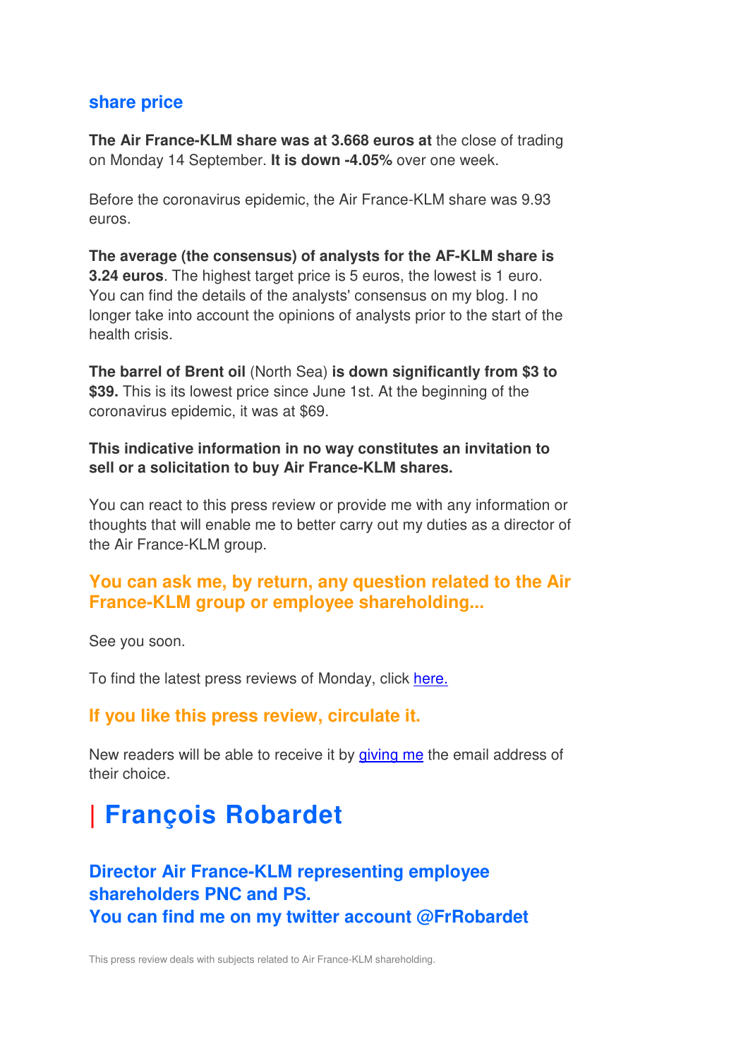## share price

**The Air France-KLM share was at 3.668 euros at** the close of trading on Monday 14 September. **It is down -4.05%** over one week.

Before the coronavirus epidemic, the Air France-KLM share was 9.93 euros.

**The average (the consensus) of analysts for the AF-KLM share is 3.24 euros**. The highest target price is 5 euros, the lowest is 1 euro. You can find the details of the analysts' consensus on my blog. I no longer take into account the opinions of analysts prior to the start of the health crisis.

**The barrel of Brent oil** (North Sea) **is down significantly from $3 to $39.** This is its lowest price since June 1st. At the beginning of the coronavirus epidemic, it was at $69.

**This indicative information in no way constitutes an invitation to sell or a solicitation to buy Air France-KLM shares.**

You can react to this press review or provide me with any information or thoughts that will enable me to better carry out my duties as a director of the Air France-KLM group.

### You can ask me, by return, any question related to the Air France-KLM group or employee shareholding...

See you soon.

To find the latest press reviews of Monday, click [here.]()

### If you like this press review, circulate it.

New readers will be able to receive it by [giving me]() the email address of their choice.

# | François Robardet

### Director Air France-KLM representing employee shareholders PNC and PS.
### You can find me on my twitter account @FrRobardet

This press review deals with subjects related to Air France-KLM shareholding.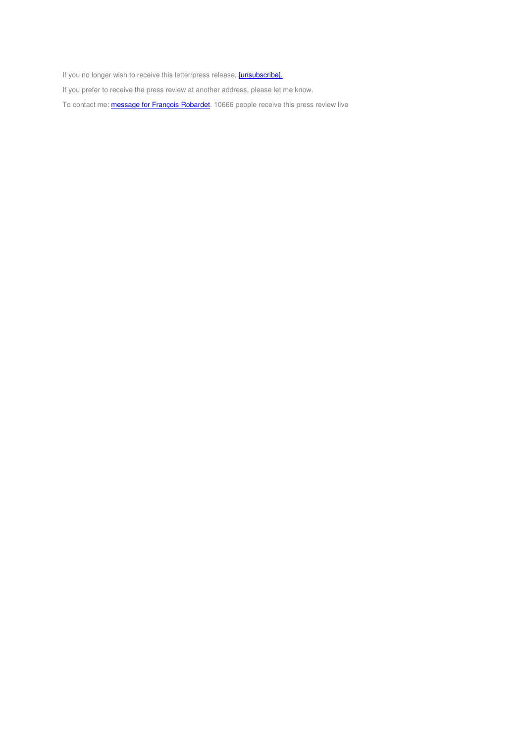If you no longer wish to receive this letter/press release, [unsubscribe].

If you prefer to receive the press review at another address, please let me know.

To contact me: message for François Robardet. 10666 people receive this press review live